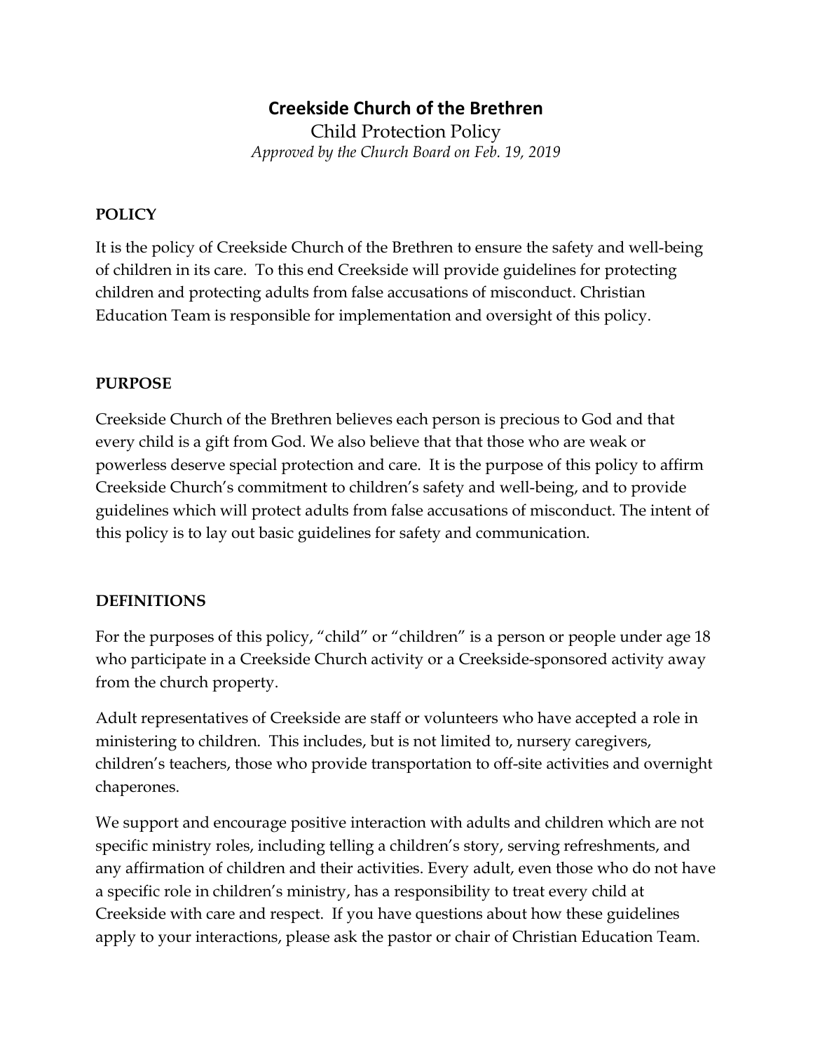# Creekside Church of the Brethren

Child Protection Policy

*Approved by the Church Board on Feb. 19, 2019*

## POLICY

It is the policy of Creekside Church of the Brethren to ensure the safety and well-being of children in its care. To this end Creekside will provide guidelines for protecting children and protecting adults from false accusations of misconduct. Christian Education Team is responsible for implementation and oversight of this policy.

## PURPOSE

Creekside Church of the Brethren believes each person is precious to God and that every child is a gift from God. We also believe that that those who are weak or powerless deserve special protection and care. It is the purpose of this policy to affirm Creekside Church's commitment to children's safety and well-being, and to provide guidelines which will protect adults from false accusations of misconduct. The intent of this policy is to lay out basic guidelines for safety and communication.

## DEFINITIONS

For the purposes of this policy, "child" or "children" is a person or people under age 18 who participate in a Creekside Church activity or a Creekside-sponsored activity away from the church property.

Adult representatives of Creekside are staff or volunteers who have accepted a role in ministering to children. This includes, but is not limited to, nursery caregivers, children's teachers, those who provide transportation to off-site activities and overnight chaperones.

We support and encourage positive interaction with adults and children which are not specific ministry roles, including telling a children's story, serving refreshments, and any affirmation of children and their activities. Every adult, even those who do not have a specific role in children's ministry, has a responsibility to treat every child at Creekside with care and respect. If you have questions about how these guidelines apply to your interactions, please ask the pastor or chair of Christian Education Team.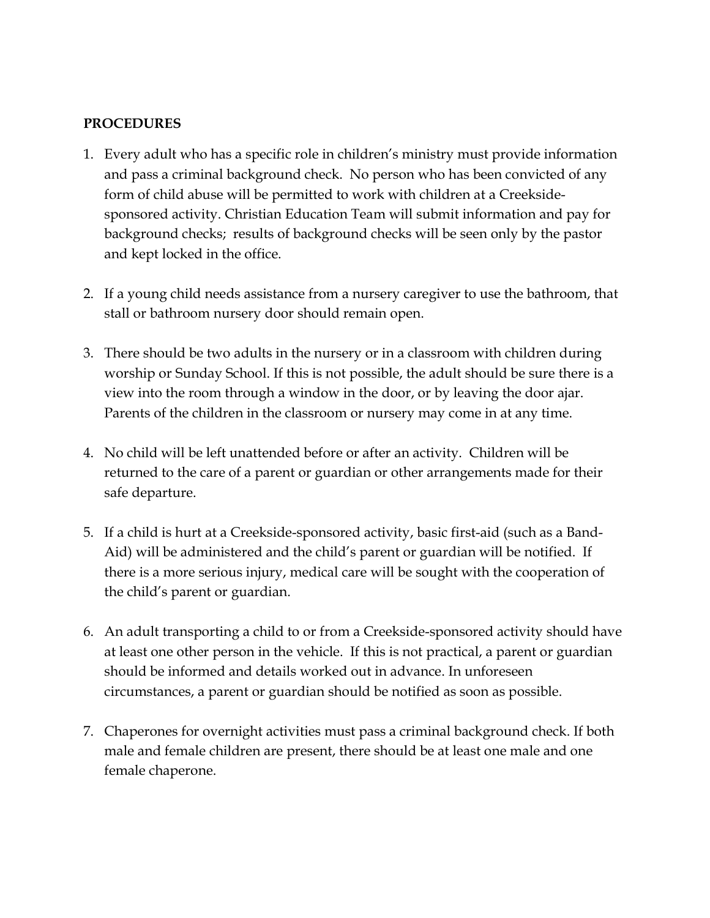**PROCEDURES**

1. Every adult who has a specific role in children's ministry must provide information and pass a criminal background check. No person who has been convicted of any form of child abuse will be permitted to work with children at a Creekside-sponsored activity. Christian Education Team will submit information and pay for background checks; results of background checks will be seen only by the pastor and kept locked in the office.

2. If a young child needs assistance from a nursery caregiver to use the bathroom, that stall or bathroom nursery door should remain open.

3. There should be two adults in the nursery or in a classroom with children during worship or Sunday School. If this is not possible, the adult should be sure there is a view into the room through a window in the door, or by leaving the door ajar. Parents of the children in the classroom or nursery may come in at any time.

4. No child will be left unattended before or after an activity. Children will be returned to the care of a parent or guardian or other arrangements made for their safe departure.

5. If a child is hurt at a Creekside-sponsored activity, basic first-aid (such as a Band-Aid) will be administered and the child's parent or guardian will be notified. If there is a more serious injury, medical care will be sought with the cooperation of the child's parent or guardian.

6. An adult transporting a child to or from a Creekside-sponsored activity should have at least one other person in the vehicle. If this is not practical, a parent or guardian should be informed and details worked out in advance. In unforeseen circumstances, a parent or guardian should be notified as soon as possible.

7. Chaperones for overnight activities must pass a criminal background check. If both male and female children are present, there should be at least one male and one female chaperone.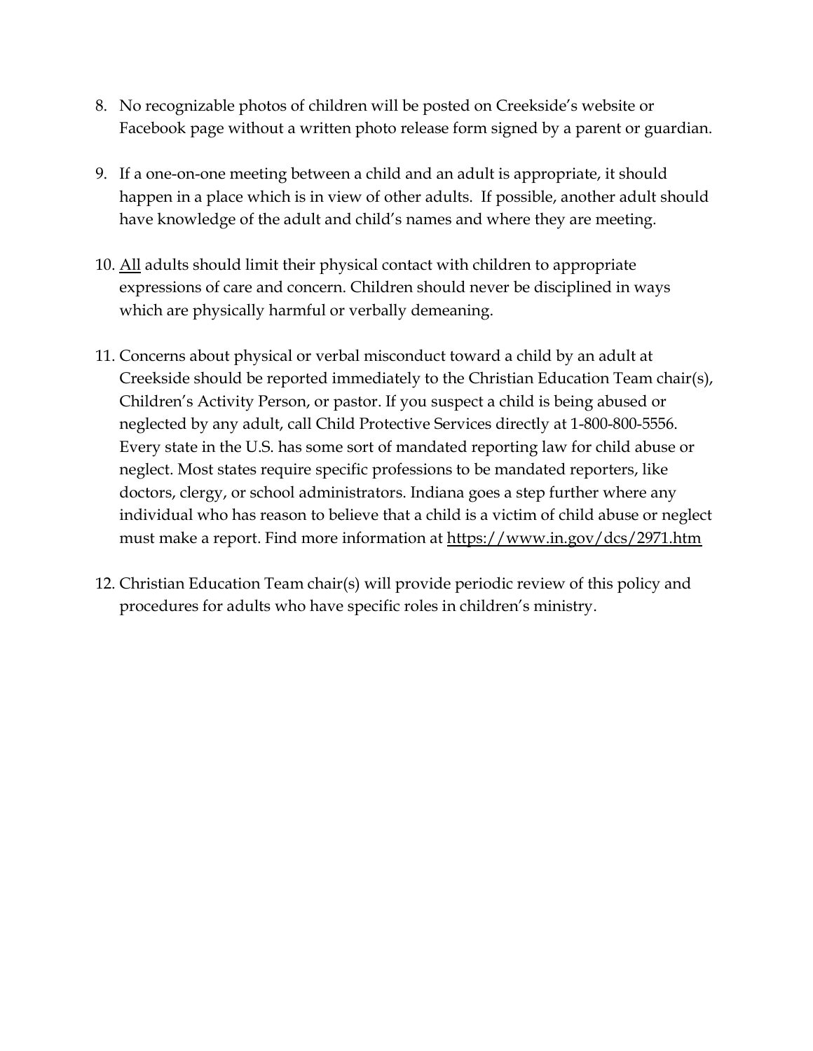8. No recognizable photos of children will be posted on Creekside's website or Facebook page without a written photo release form signed by a parent or guardian.

9. If a one-on-one meeting between a child and an adult is appropriate, it should happen in a place which is in view of other adults. If possible, another adult should have knowledge of the adult and child's names and where they are meeting.

10. <u>All</u> adults should limit their physical contact with children to appropriate expressions of care and concern. Children should never be disciplined in ways which are physically harmful or verbally demeaning.

11. Concerns about physical or verbal misconduct toward a child by an adult at Creekside should be reported immediately to the Christian Education Team chair(s), Children's Activity Person, or pastor. If you suspect a child is being abused or neglected by any adult, call Child Protective Services directly at 1-800-800-5556. Every state in the U.S. has some sort of mandated reporting law for child abuse or neglect. Most states require specific professions to be mandated reporters, like doctors, clergy, or school administrators. Indiana goes a step further where any individual who has reason to believe that a child is a victim of child abuse or neglect must make a report. Find more information at https://www.in.gov/dcs/2971.htm

12. Christian Education Team chair(s) will provide periodic review of this policy and procedures for adults who have specific roles in children's ministry.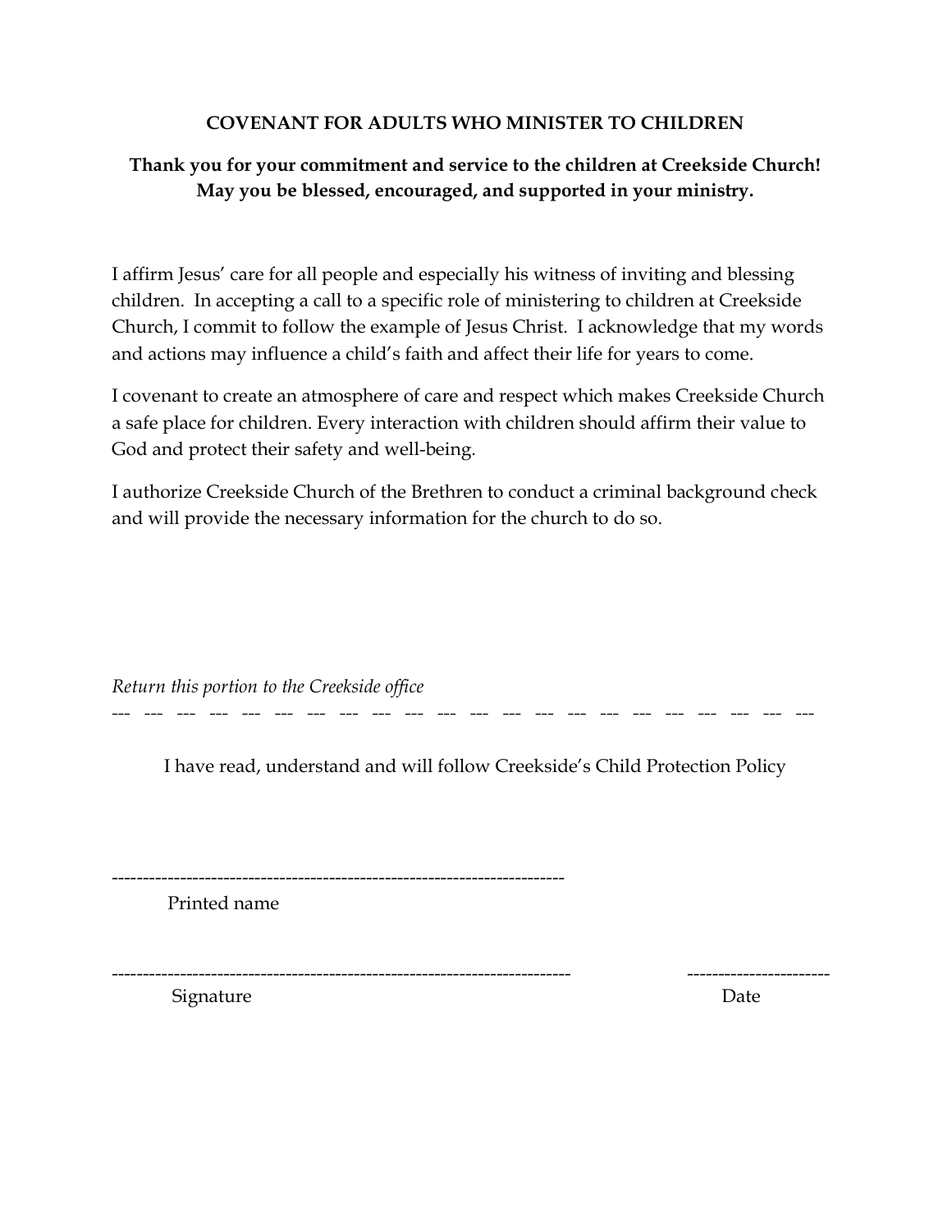**COVENANT FOR ADULTS WHO MINISTER TO CHILDREN**

**Thank you for your commitment and service to the children at Creekside Church! May you be blessed, encouraged, and supported in your ministry.**

I affirm Jesus' care for all people and especially his witness of inviting and blessing children. In accepting a call to a specific role of ministering to children at Creekside Church, I commit to follow the example of Jesus Christ. I acknowledge that my words and actions may influence a child's faith and affect their life for years to come.

I covenant to create an atmosphere of care and respect which makes Creekside Church a safe place for children. Every interaction with children should affirm their value to God and protect their safety and well-being.

I authorize Creekside Church of the Brethren to conduct a criminal background check and will provide the necessary information for the church to do so.

*Return this portion to the Creekside office*

--- --- --- --- --- --- --- --- --- --- --- --- --- --- --- --- --- --- --- --- --- ---

I have read, understand and will follow Creekside's Child Protection Policy

------------------------------------------------------------------------

Printed name

------------------------------------------------------------------------ ----------------------

Signature Date